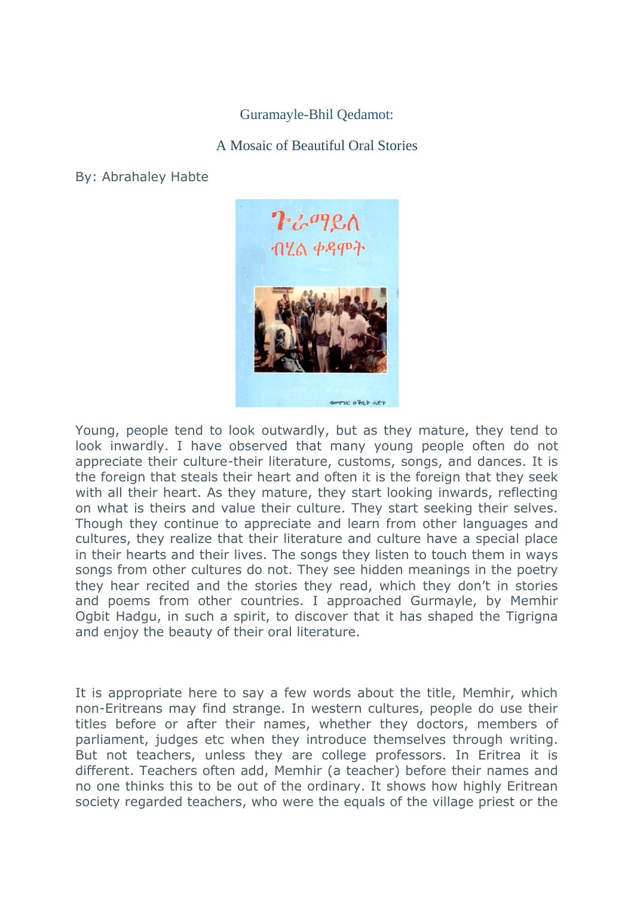# Guramayle-Bhil Qedamot:

## A Mosaic of Beautiful Oral Stories

By: Abrahaley Habte

Young, people tend to look outwardly, but as they mature, they tend to look inwardly. I have observed that many young people often do not appreciate their culture-their literature, customs, songs, and dances. It is the foreign that steals their heart and often it is the foreign that they seek with all their heart. As they mature, they start looking inwards, reflecting on what is theirs and value their culture. They start seeking their selves. Though they continue to appreciate and learn from other languages and cultures, they realize that their literature and culture have a special place in their hearts and their lives. The songs they listen to touch them in ways songs from other cultures do not. They see hidden meanings in the poetry they hear recited and the stories they read, which they don't in stories and poems from other countries. I approached Gurmayle, by Memhir Ogbit Hadgu, in such a spirit, to discover that it has shaped the Tigrigna and enjoy the beauty of their oral literature.

It is appropriate here to say a few words about the title, Memhir, which non-Eritreans may find strange. In western cultures, people do use their titles before or after their names, whether they doctors, members of parliament, judges etc when they introduce themselves through writing. But not teachers, unless they are college professors. In Eritrea it is different. Teachers often add, Memhir (a teacher) before their names and no one thinks this to be out of the ordinary. It shows how highly Eritrean society regarded teachers, who were the equals of the village priest or the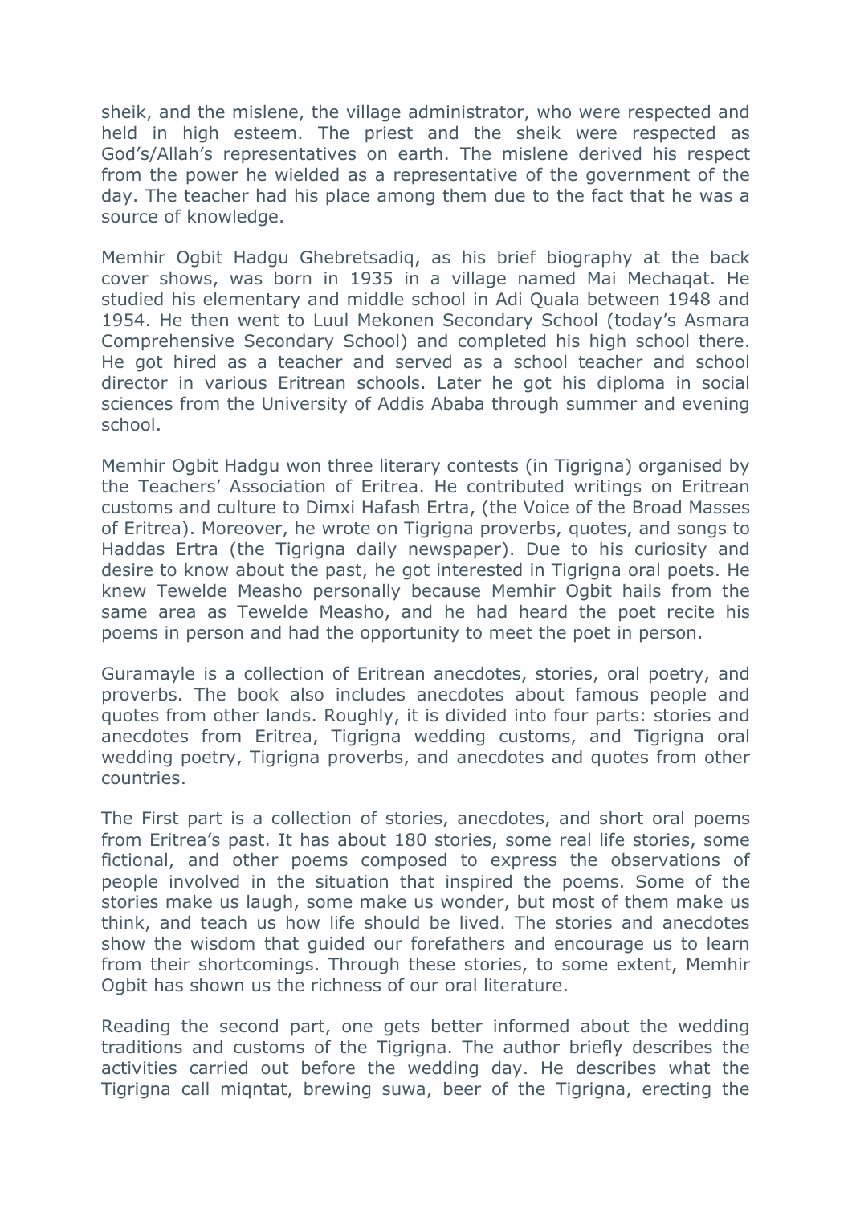sheik, and the mislene, the village administrator, who were respected and held in high esteem. The priest and the sheik were respected as God's/Allah's representatives on earth. The mislene derived his respect from the power he wielded as a representative of the government of the day. The teacher had his place among them due to the fact that he was a source of knowledge.

Memhir Ogbit Hadgu Ghebretsadiq, as his brief biography at the back cover shows, was born in 1935 in a village named Mai Mechaqat. He studied his elementary and middle school in Adi Quala between 1948 and 1954. He then went to Luul Mekonen Secondary School (today's Asmara Comprehensive Secondary School) and completed his high school there. He got hired as a teacher and served as a school teacher and school director in various Eritrean schools. Later he got his diploma in social sciences from the University of Addis Ababa through summer and evening school.

Memhir Ogbit Hadgu won three literary contests (in Tigrigna) organised by the Teachers' Association of Eritrea. He contributed writings on Eritrean customs and culture to Dimxi Hafash Ertra, (the Voice of the Broad Masses of Eritrea). Moreover, he wrote on Tigrigna proverbs, quotes, and songs to Haddas Ertra (the Tigrigna daily newspaper). Due to his curiosity and desire to know about the past, he got interested in Tigrigna oral poets. He knew Tewelde Measho personally because Memhir Ogbit hails from the same area as Tewelde Measho, and he had heard the poet recite his poems in person and had the opportunity to meet the poet in person.

Guramayle is a collection of Eritrean anecdotes, stories, oral poetry, and proverbs. The book also includes anecdotes about famous people and quotes from other lands. Roughly, it is divided into four parts: stories and anecdotes from Eritrea, Tigrigna wedding customs, and Tigrigna oral wedding poetry, Tigrigna proverbs, and anecdotes and quotes from other countries.

The First part is a collection of stories, anecdotes, and short oral poems from Eritrea's past. It has about 180 stories, some real life stories, some fictional, and other poems composed to express the observations of people involved in the situation that inspired the poems. Some of the stories make us laugh, some make us wonder, but most of them make us think, and teach us how life should be lived. The stories and anecdotes show the wisdom that guided our forefathers and encourage us to learn from their shortcomings. Through these stories, to some extent, Memhir Ogbit has shown us the richness of our oral literature.

Reading the second part, one gets better informed about the wedding traditions and customs of the Tigrigna. The author briefly describes the activities carried out before the wedding day. He describes what the Tigrigna call miqntat, brewing suwa, beer of the Tigrigna, erecting the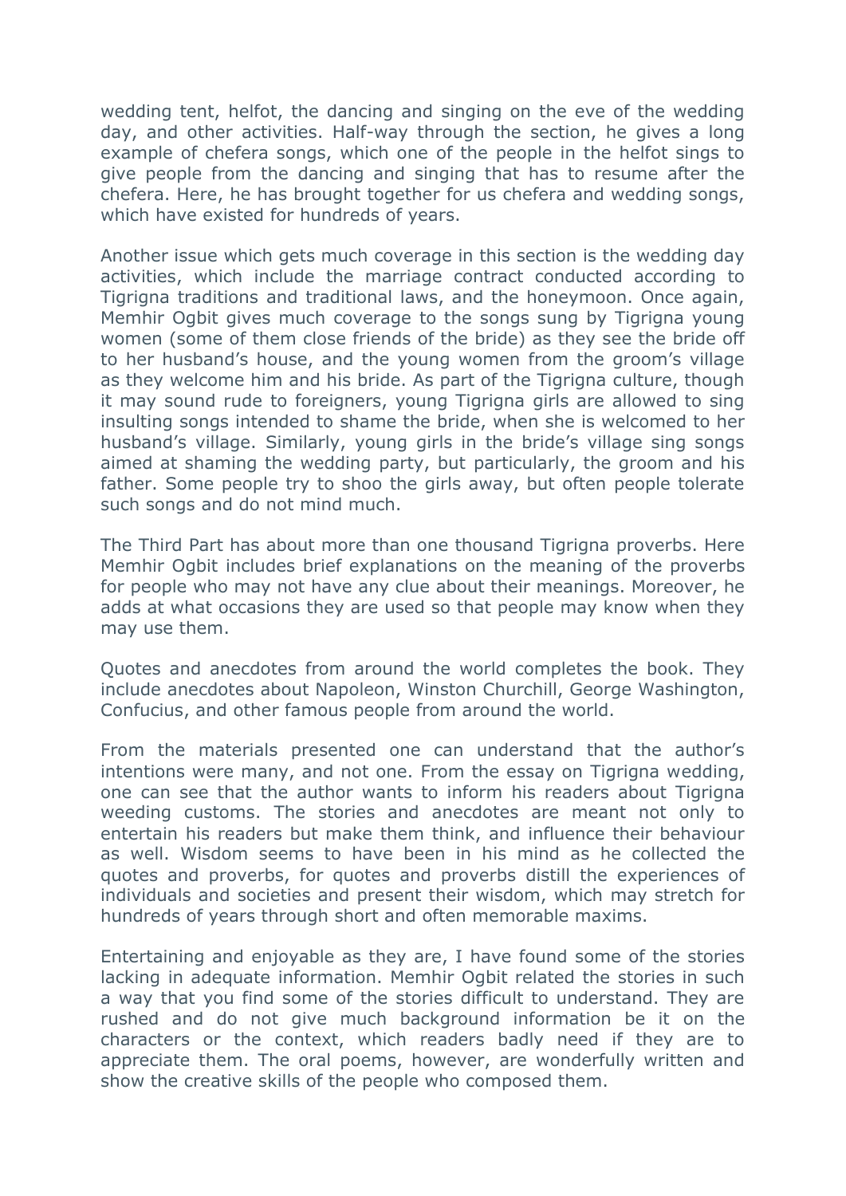wedding tent, helfot, the dancing and singing on the eve of the wedding day, and other activities. Half-way through the section, he gives a long example of chefera songs, which one of the people in the helfot sings to give people from the dancing and singing that has to resume after the chefera. Here, he has brought together for us chefera and wedding songs, which have existed for hundreds of years.

Another issue which gets much coverage in this section is the wedding day activities, which include the marriage contract conducted according to Tigrigna traditions and traditional laws, and the honeymoon. Once again, Memhir Ogbit gives much coverage to the songs sung by Tigrigna young women (some of them close friends of the bride) as they see the bride off to her husband's house, and the young women from the groom's village as they welcome him and his bride. As part of the Tigrigna culture, though it may sound rude to foreigners, young Tigrigna girls are allowed to sing insulting songs intended to shame the bride, when she is welcomed to her husband's village. Similarly, young girls in the bride's village sing songs aimed at shaming the wedding party, but particularly, the groom and his father. Some people try to shoo the girls away, but often people tolerate such songs and do not mind much.

The Third Part has about more than one thousand Tigrigna proverbs. Here Memhir Ogbit includes brief explanations on the meaning of the proverbs for people who may not have any clue about their meanings. Moreover, he adds at what occasions they are used so that people may know when they may use them.

Quotes and anecdotes from around the world completes the book. They include anecdotes about Napoleon, Winston Churchill, George Washington, Confucius, and other famous people from around the world.

From the materials presented one can understand that the author's intentions were many, and not one. From the essay on Tigrigna wedding, one can see that the author wants to inform his readers about Tigrigna weeding customs. The stories and anecdotes are meant not only to entertain his readers but make them think, and influence their behaviour as well. Wisdom seems to have been in his mind as he collected the quotes and proverbs, for quotes and proverbs distill the experiences of individuals and societies and present their wisdom, which may stretch for hundreds of years through short and often memorable maxims.

Entertaining and enjoyable as they are, I have found some of the stories lacking in adequate information. Memhir Ogbit related the stories in such a way that you find some of the stories difficult to understand. They are rushed and do not give much background information be it on the characters or the context, which readers badly need if they are to appreciate them. The oral poems, however, are wonderfully written and show the creative skills of the people who composed them.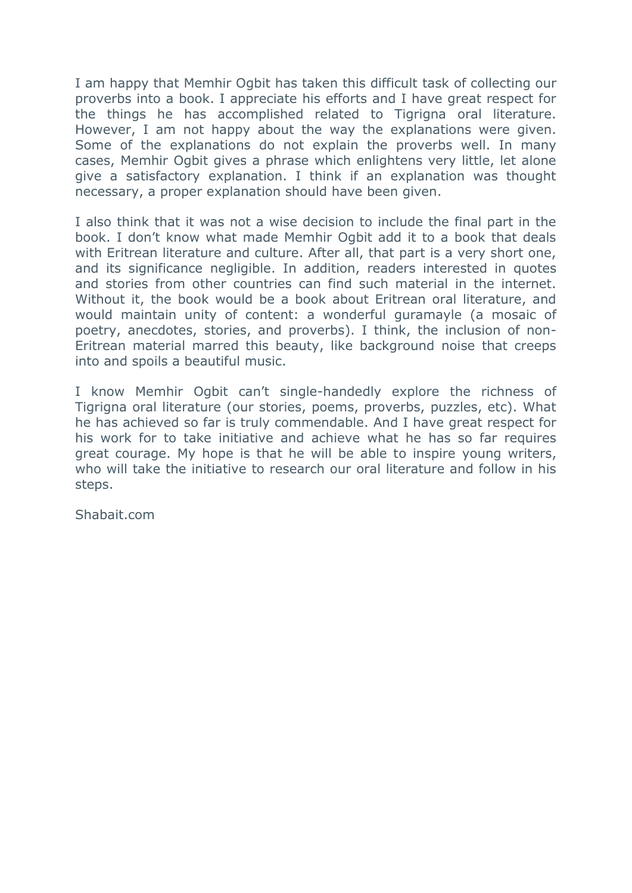I am happy that Memhir Ogbit has taken this difficult task of collecting our proverbs into a book. I appreciate his efforts and I have great respect for the things he has accomplished related to Tigrigna oral literature. However, I am not happy about the way the explanations were given. Some of the explanations do not explain the proverbs well. In many cases, Memhir Ogbit gives a phrase which enlightens very little, let alone give a satisfactory explanation. I think if an explanation was thought necessary, a proper explanation should have been given.

I also think that it was not a wise decision to include the final part in the book. I don't know what made Memhir Ogbit add it to a book that deals with Eritrean literature and culture. After all, that part is a very short one, and its significance negligible. In addition, readers interested in quotes and stories from other countries can find such material in the internet. Without it, the book would be a book about Eritrean oral literature, and would maintain unity of content: a wonderful guramayle (a mosaic of poetry, anecdotes, stories, and proverbs). I think, the inclusion of non-Eritrean material marred this beauty, like background noise that creeps into and spoils a beautiful music.

I know Memhir Ogbit can't single-handedly explore the richness of Tigrigna oral literature (our stories, poems, proverbs, puzzles, etc). What he has achieved so far is truly commendable. And I have great respect for his work for to take initiative and achieve what he has so far requires great courage. My hope is that he will be able to inspire young writers, who will take the initiative to research our oral literature and follow in his steps.

Shabait.com